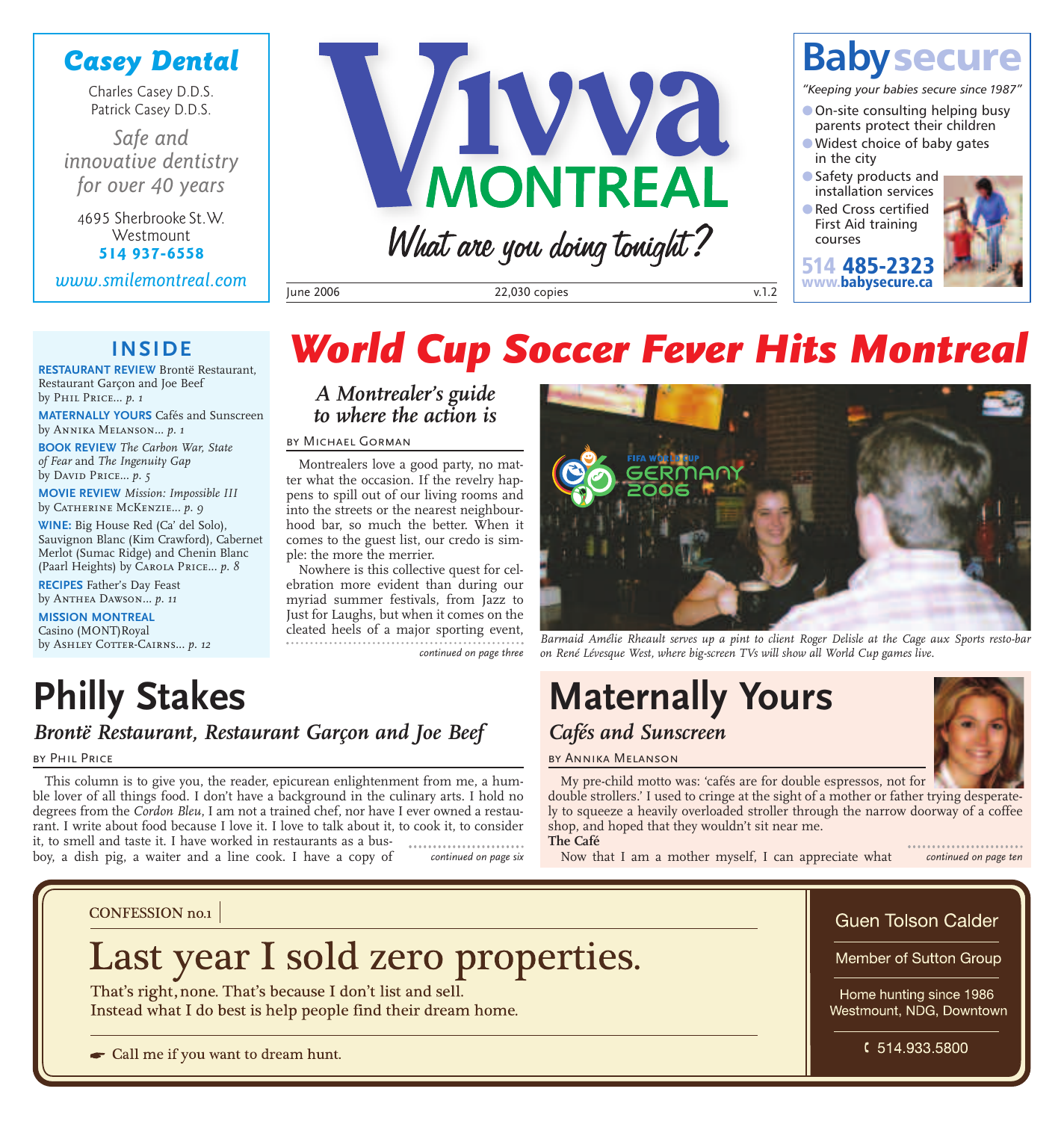## Casey Dental

Charles Casey D.D.S.
Patrick Casey D.D.S.

*Safe and innovative dentistry for over 40 years*

4695 Sherbrooke St. W.
Westmount
**514 937-6558**

*www.smilemontreal.com*

# Vivva MONTREAL

*What are you doing tonight?*

June 2006 | 22,030 copies | v.1.2

## Baby secure

*"Keeping your babies secure since 1987"*

- On-site consulting helping busy parents protect their children
- Widest choice of baby gates in the city
- Safety products and installation services
- Red Cross certified First Aid training courses

**514 485-2323**
**www.babysecure.ca**

### INSIDE

**RESTAURANT REVIEW** Brontë Restaurant, Restaurant Garçon and Joe Beef by Phil Price... *p. 1*

**MATERNALLY YOURS** Cafés and Sunscreen by Annika Melanson... *p. 1*

**BOOK REVIEW** *The Carbon War, State of Fear* and *The Ingenuity Gap* by David Price... *p. 5*

**MOVIE REVIEW** *Mission: Impossible III* by Catherine McKenzie... *p. 9*

**WINE:** Big House Red (Ca' del Solo), Sauvignon Blanc (Kim Crawford), Cabernet Merlot (Sumac Ridge) and Chenin Blanc (Paarl Heights) by Carola Price... *p. 8*

**RECIPES** Father's Day Feast by Anthea Dawson... *p. 11*

**MISSION MONTREAL** Casino (MONT)Royal by Ashley Cotter-Cairns... *p. 12*

# *World Cup Soccer Fever Hits Montreal*

### *A Montrealer's guide to where the action is*

by Michael Gorman

Montrealers love a good party, no matter what the occasion. If the revelry happens to spill out of our living rooms and into the streets or the nearest neighbourhood bar, so much the better. When it comes to the guest list, our credo is simple: the more the merrier.

Nowhere is this collective quest for celebration more evident than during our myriad summer festivals, from Jazz to Just for Laughs, but when it comes on the cleated heels of a major sporting event,

*continued on page three*

*Barmaid Amélie Rheault serves up a pint to client Roger Delisle at the Cage aux Sports resto-bar on René Lévesque West, where big-screen TVs will show all World Cup games live.*

# Philly Stakes

### *Brontë Restaurant, Restaurant Garçon and Joe Beef*

by Phil Price

This column is to give you, the reader, epicurean enlightenment from me, a humble lover of all things food. I don't have a background in the culinary arts. I hold no degrees from the *Cordon Bleu,* I am not a trained chef, nor have I ever owned a restaurant. I write about food because I love it. I love to talk about it, to cook it, to consider it, to smell and taste it. I have worked in restaurants as a busboy, a dish pig, a waiter and a line cook. I have a copy of

*continued on page six*

# Maternally Yours

### *Cafés and Sunscreen*

by Annika Melanson

My pre-child motto was: 'cafés are for double espressos, not for double strollers.' I used to cringe at the sight of a mother or father trying desperately to squeeze a heavily overloaded stroller through the narrow doorway of a coffee shop, and hoped that they wouldn't sit near me.

**The Café**

Now that I am a mother myself, I can appreciate what

*continued on page ten*

CONFESSION no.1

## Last year I sold zero properties.

That's right, none. That's because I don't list and sell.
Instead what I do best is help people find their dream home.

☛ Call me if you want to dream hunt.

Guen Tolson Calder

Member of Sutton Group

Home hunting since 1986
Westmount, NDG, Downtown

514.933.5800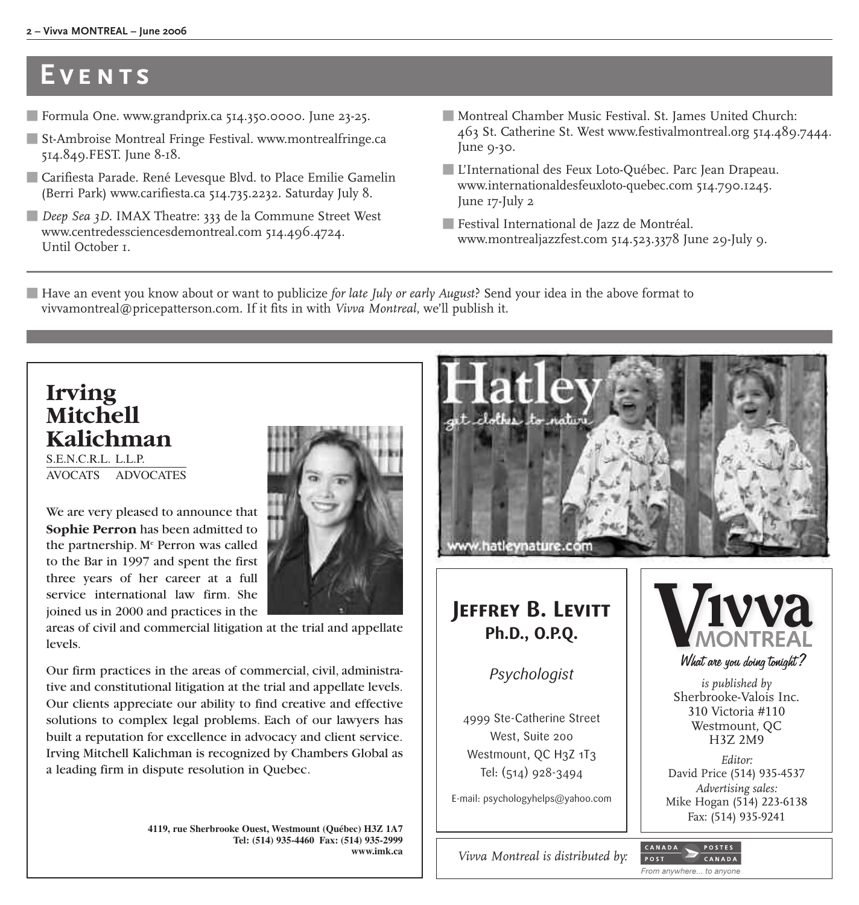# Events

- Formula One. www.grandprix.ca 514.350.0000. June 23-25.
- St-Ambroise Montreal Fringe Festival. www.montrealfringe.ca 514.849.FEST. June 8-18.
- Carifiesta Parade. René Levesque Blvd. to Place Emilie Gamelin (Berri Park) www.carifiesta.ca 514.735.2232. Saturday July 8.
- *Deep Sea 3D*. IMAX Theatre: 333 de la Commune Street West www.centredessciencesdemontreal.com 514.496.4724. Until October 1.
- Montreal Chamber Music Festival. St. James United Church: 463 St. Catherine St. West www.festivalmontreal.org 514.489.7444. June 9-30.
- L'International des Feux Loto-Québec. Parc Jean Drapeau. www.internationaldesfeuxloto-quebec.com 514.790.1245. June 17-July 2
- Festival International de Jazz de Montréal. www.montrealjazzfest.com 514.523.3378 June 29-July 9.

---

- Have an event you know about or want to publicize *for late July or early August*? Send your idea in the above format to vivvamontreal@pricepatterson.com. If it fits in with *Vivva Montreal,* we'll publish it.

---

## Irving Mitchell Kalichman

S.E.N.C.R.L. L.L.P.
AVOCATS ADVOCATES

We are very pleased to announce that **Sophie Perron** has been admitted to the partnership. Me Perron was called to the Bar in 1997 and spent the first three years of her career at a full service international law firm. She joined us in 2000 and practices in the areas of civil and commercial litigation at the trial and appellate levels.

Our firm practices in the areas of commercial, civil, administrative and constitutional litigation at the trial and appellate levels. Our clients appreciate our ability to find creative and effective solutions to complex legal problems. Each of our lawyers has built a reputation for excellence in advocacy and client service. Irving Mitchell Kalichman is recognized by Chambers Global as a leading firm in dispute resolution in Quebec.

**4119, rue Sherbrooke Ouest, Westmount (Québec) H3Z 1A7**
**Tel: (514) 935-4460 Fax: (514) 935-2999**
**www.imk.ca**

---

Hatley
get clothes to nature
www.hatleynature.com

---

## Jeffrey B. Levitt
**Ph.D., O.P.Q.**

*Psychologist*

4999 Ste-Catherine Street
West, Suite 200
Westmount, QC H3Z 1T3
Tel: (514) 928-3494

E-mail: psychologyhelps@yahoo.com

---

Vivva MONTREAL
What are you doing tonight?

*is published by*
Sherbrooke-Valois Inc.
310 Victoria #110
Westmount, QC
H3Z 2M9

*Editor:*
David Price (514) 935-4537
*Advertising sales:*
Mike Hogan (514) 223-6138
Fax: (514) 935-9241

---

*Vivva Montreal is distributed by:* Canada Post / Postes Canada — From anywhere... to anyone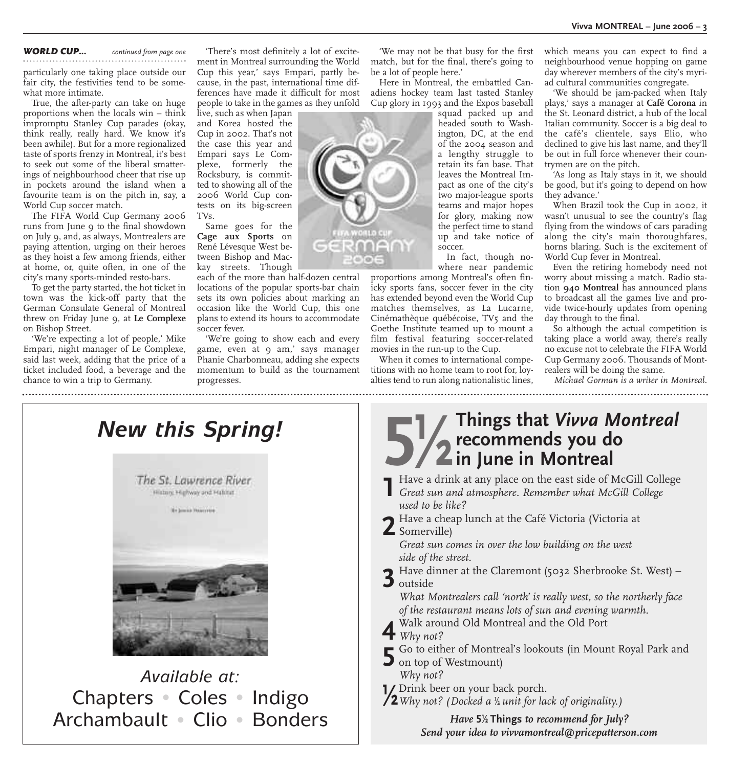**WORLD CUP...** *continued from page one*

particularly one taking place outside our fair city, the festivities tend to be somewhat more intimate.

True, the after-party can take on huge proportions when the locals win – think impromptu Stanley Cup parades (okay, think really, really hard. We know it's been awhile). But for a more regionalized taste of sports frenzy in Montreal, it's best to seek out some of the liberal smatterings of neighbourhood cheer that rise up in pockets around the island when a favourite team is on the pitch in, say, a World Cup soccer match.

The FIFA World Cup Germany 2006 runs from June 9 to the final showdown on July 9, and, as always, Montrealers are paying attention, urging on their heroes as they hoist a few among friends, either at home, or, quite often, in one of the city's many sports-minded resto-bars.

To get the party started, the hot ticket in town was the kick-off party that the German Consulate General of Montreal threw on Friday June 9, at **Le Complexe** on Bishop Street.

'We're expecting a lot of people,' Mike Empari, night manager of Le Complexe, said last week, adding that the price of a ticket included food, a beverage and the chance to win a trip to Germany.

'There's most definitely a lot of excitement in Montreal surrounding the World Cup this year,' says Empari, partly because, in the past, international time differences have made it difficult for most people to take in the games as they unfold live, such as when Japan and Korea hosted the Cup in 2002. That's not the case this year and Empari says Le Complexe, formerly the Rocksbury, is committed to showing all of the 2006 World Cup contests on its big-screen TVs.

Same goes for the **Cage aux Sports** on René Lévesque West between Bishop and Mackay streets. Though each of the more than half-dozen central locations of the popular sports-bar chain sets its own policies about marking an occasion like the World Cup, this one plans to extend its hours to accommodate soccer fever.

'We're going to show each and every game, even at 9 am,' says manager Phanie Charbonneau, adding she expects momentum to build as the tournament progresses.

'We may not be that busy for the first match, but for the final, there's going to be a lot of people here.'

Here in Montreal, the embattled Canadiens hockey team last tasted Stanley Cup glory in 1993 and the Expos baseball squad packed up and headed south to Washington, DC, at the end of the 2004 season and a lengthy struggle to retain its fan base. That leaves the Montreal Impact as one of the city's two major-league sports teams and major hopes for glory, making now the perfect time to stand up and take notice of soccer.

In fact, though nowhere near pandemic proportions among Montreal's often finicky sports fans, soccer fever in the city has extended beyond even the World Cup matches themselves, as La Lucarne, Cinémathèque québécoise, TV5 and the Goethe Institute teamed up to mount a film festival featuring soccer-related movies in the run-up to the Cup.

When it comes to international competitions with no home team to root for, loyalties tend to run along nationalistic lines, which means you can expect to find a neighbourhood venue hopping on game day wherever members of the city's myriad cultural communities congregate.

'We should be jam-packed when Italy plays,' says a manager at **Café Corona** in the St. Leonard district, a hub of the local Italian community. Soccer is a big deal to the café's clientele, says Elio, who declined to give his last name, and they'll be out in full force whenever their countrymen are on the pitch.

'As long as Italy stays in it, we should be good, but it's going to depend on how they advance.'

When Brazil took the Cup in 2002, it wasn't unusual to see the country's flag flying from the windows of cars parading along the city's main thoroughfares, horns blaring. Such is the excitement of World Cup fever in Montreal.

Even the retiring homebody need not worry about missing a match. Radio station **940 Montreal** has announced plans to broadcast all the games live and provide twice-hourly updates from opening day through to the final.

So although the actual competition is taking place a world away, there's really no excuse not to celebrate the FIFA World Cup Germany 2006. Thousands of Montrealers will be doing the same.

*Michael Gorman is a writer in Montreal.*

---

## *New this Spring!*

The St. Lawrence River
History, Highway and Habitat

*Available at:*
Chapters • Coles • Indigo
Archambault • Clio • Bonders

---

## 5½ Things that *Vivva Montreal* recommends you do in June in Montreal

**1** Have a drink at any place on the east side of McGill College
*Great sun and atmosphere. Remember what McGill College used to be like?*

**2** Have a cheap lunch at the Café Victoria (Victoria at Somerville)
*Great sun comes in over the low building on the west side of the street.*

**3** Have dinner at the Claremont (5032 Sherbrooke St. West) – outside
*What Montrealers call 'north' is really west, so the northerly face of the restaurant means lots of sun and evening warmth.*

**4** Walk around Old Montreal and the Old Port
*Why not?*

**5** Go to either of Montreal's lookouts (in Mount Royal Park and on top of Westmount)
*Why not?*

**½** Drink beer on your back porch.
*Why not? (Docked a ½ unit for lack of originality.)*

*Have* **5½ Things** *to recommend for July?*
*Send your idea to vivvamontreal@pricepatterson.com*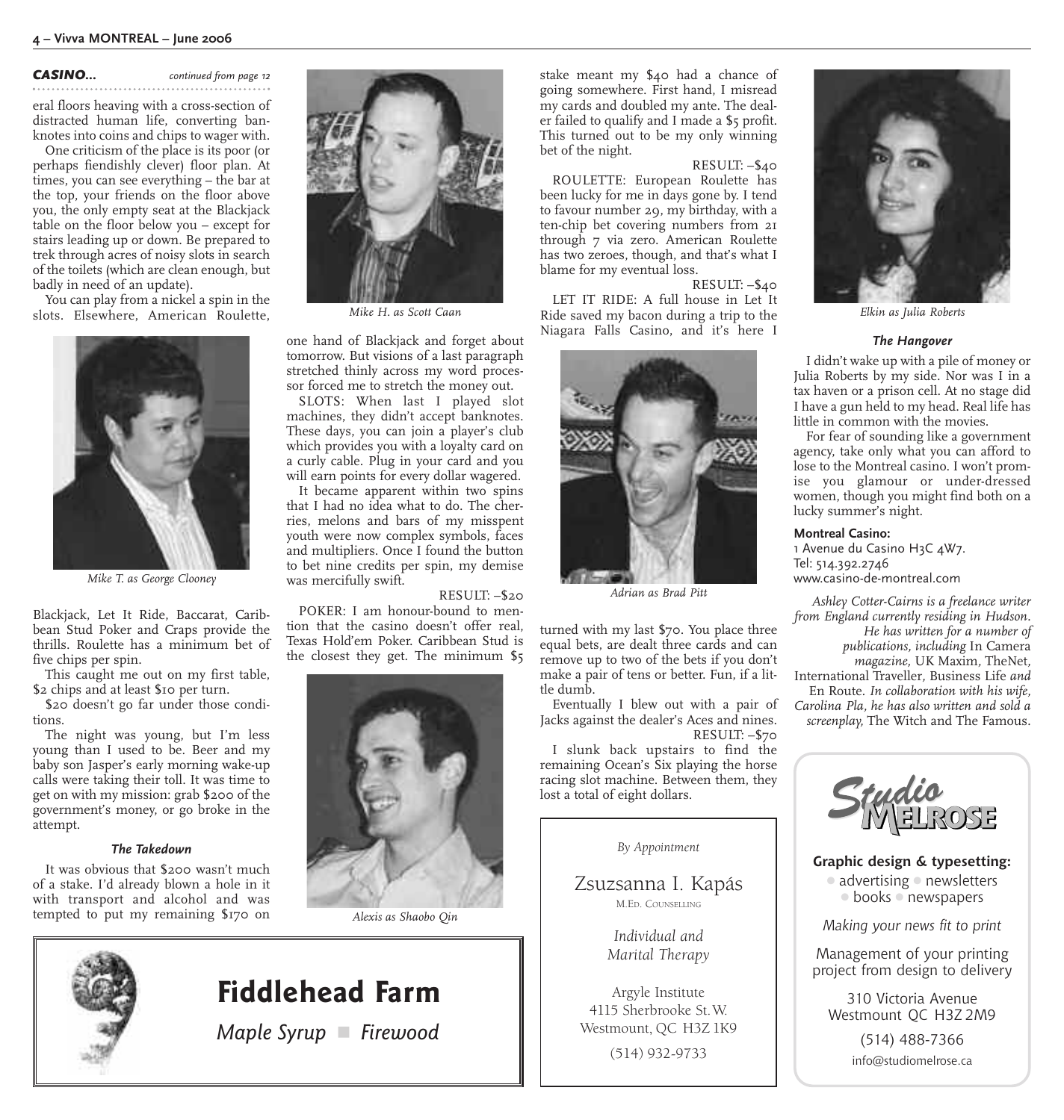**CASINO...** *continued from page 12*

eral floors heaving with a cross-section of distracted human life, converting banknotes into coins and chips to wager with.

One criticism of the place is its poor (or perhaps fiendishly clever) floor plan. At times, you can see everything – the bar at the top, your friends on the floor above you, the only empty seat at the Blackjack table on the floor below you – except for stairs leading up or down. Be prepared to trek through acres of noisy slots in search of the toilets (which are clean enough, but badly in need of an update).

You can play from a nickel a spin in the slots. Elsewhere, American Roulette, Blackjack, Let It Ride, Baccarat, Caribbean Stud Poker and Craps provide the thrills. Roulette has a minimum bet of five chips per spin.

*Mike T. as George Clooney*

This caught me out on my first table, $2 chips and at least $10 per turn.

$20 doesn't go far under those conditions.

The night was young, but I'm less young than I used to be. Beer and my baby son Jasper's early morning wake-up calls were taking their toll. It was time to get on with my mission: grab $200 of the government's money, or go broke in the attempt.

### The Takedown

It was obvious that $200 wasn't much of a stake. I'd already blown a hole in it with transport and alcohol and was tempted to put my remaining $170 on one hand of Blackjack and forget about tomorrow. But visions of a last paragraph stretched thinly across my word processor forced me to stretch the money out.

*Mike H. as Scott Caan*

SLOTS: When last I played slot machines, they didn't accept banknotes. These days, you can join a player's club which provides you with a loyalty card on a curly cable. Plug in your card and you will earn points for every dollar wagered.

It became apparent within two spins that I had no idea what to do. The cherries, melons and bars of my misspent youth were now complex symbols, faces and multipliers. Once I found the button to bet nine credits per spin, my demise was mercifully swift.

RESULT: –$20

POKER: I am honour-bound to mention that the casino doesn't offer real, Texas Hold'em Poker. Caribbean Stud is the closest they get. The minimum $5 stake meant my $40 had a chance of going somewhere. First hand, I misread my cards and doubled my ante. The dealer failed to qualify and I made a $5 profit. This turned out to be my only winning bet of the night.

*Alexis as Shaobo Qin*

RESULT: –$40

ROULETTE: European Roulette has been lucky for me in days gone by. I tend to favour number 29, my birthday, with a ten-chip bet covering numbers from 21 through 7 via zero. American Roulette has two zeroes, though, and that's what I blame for my eventual loss.

RESULT: –$40

LET IT RIDE: A full house in Let It Ride saved my bacon during a trip to the Niagara Falls Casino, and it's here I turned with my last $70. You place three equal bets, are dealt three cards and can remove up to two of the bets if you don't make a pair of tens or better. Fun, if a little dumb.

*Adrian as Brad Pitt*

Eventually I blew out with a pair of Jacks against the dealer's Aces and nines.

RESULT: –$70

I slunk back upstairs to find the remaining Ocean's Six playing the horse racing slot machine. Between them, they lost a total of eight dollars.

*Elkin as Julia Roberts*

### The Hangover

I didn't wake up with a pile of money or Julia Roberts by my side. Nor was I in a tax haven or a prison cell. At no stage did I have a gun held to my head. Real life has little in common with the movies.

For fear of sounding like a government agency, take only what you can afford to lose to the Montreal casino. I won't promise you glamour or under-dressed women, though you might find both on a lucky summer's night.

**Montreal Casino:**
1 Avenue du Casino H3C 4W7.
Tel: 514.392.2746
www.casino-de-montreal.com

*Ashley Cotter-Cairns is a freelance writer from England currently residing in Hudson. He has written for a number of publications, including* In Camera *magazine,* UK Maxim, TheNet, International Traveller, Business Life *and* En Route. *In collaboration with his wife, Carolina Pla, he has also written and sold a screenplay,* The Witch and The Famous.

---

**Fiddlehead Farm**

*Maple Syrup ■ Firewood*

---

*By Appointment*

Zsuzsanna I. Kapás
M.Ed. Counselling

*Individual and Marital Therapy*

Argyle Institute
4115 Sherbrooke St. W.
Westmount, QC H3Z 1K9
(514) 932-9733

---

Studio Melrose

**Graphic design & typesetting:**
● advertising ● newsletters
● books ● newspapers

*Making your news fit to print*

Management of your printing project from design to delivery

310 Victoria Avenue
Westmount QC H3Z 2M9
(514) 488-7366
info@studiomelrose.ca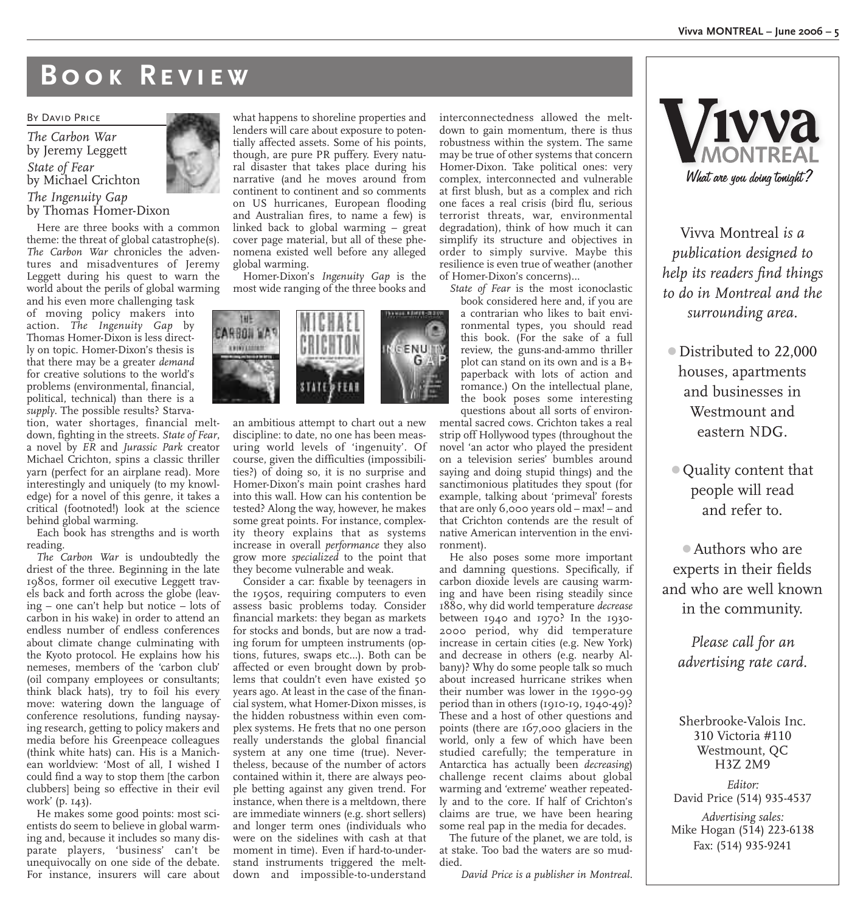# Book Review

By David Price

*The Carbon War*
by Jeremy Leggett

*State of Fear*
by Michael Crichton

*The Ingenuity Gap*
by Thomas Homer-Dixon

Here are three books with a common theme: the threat of global catastrophe(s). *The Carbon War* chronicles the adventures and misadventures of Jeremy Leggett during his quest to warn the world about the perils of global warming and his even more challenging task of moving policy makers into action. *The Ingenuity Gap* by Thomas Homer-Dixon is less directly on topic. Homer-Dixon's thesis is that there may be a greater *demand* for creative solutions to the world's problems (environmental, financial, political, technical) than there is a *supply*. The possible results? Starvation, water shortages, financial meltdown, fighting in the streets. *State of Fear*, a novel by *ER* and *Jurassic Park* creator Michael Crichton, spins a classic thriller yarn (perfect for an airplane read). More interestingly and uniquely (to my knowledge) for a novel of this genre, it takes a critical (footnoted!) look at the science behind global warming.

Each book has strengths and is worth reading.

*The Carbon War* is undoubtedly the driest of the three. Beginning in the late 1980s, former oil executive Leggett travels back and forth across the globe (leaving – one can't help but notice – lots of carbon in his wake) in order to attend an endless number of endless conferences about climate change culminating with the Kyoto protocol. He explains how his nemeses, members of the 'carbon club' (oil company employees or consultants; think black hats), try to foil his every move: watering down the language of conference resolutions, funding naysaying research, getting to policy makers and media before his Greenpeace colleagues (think white hats) can. His is a Manichean worldview: 'Most of all, I wished I could find a way to stop them [the carbon clubbers] being so effective in their evil work' (p. 143).

He makes some good points: most scientists do seem to believe in global warming and, because it includes so many disparate players, 'business' can't be unequivocally on one side of the debate. For instance, insurers will care about what happens to shoreline properties and lenders will care about exposure to potentially affected assets. Some of his points, though, are pure PR puffery. Every natural disaster that takes place during his narrative (and he moves around from continent to continent and so comments on US hurricanes, European flooding and Australian fires, to name a few) is linked back to global warming – great cover page material, but all of these phenomena existed well before any alleged global warming.

Homer-Dixon's *Ingenuity Gap* is the most wide ranging of the three books and an ambitious attempt to chart out a new discipline: to date, no one has been measuring world levels of 'ingenuity'. Of course, given the difficulties (impossibilities?) of doing so, it is no surprise and Homer-Dixon's main point crashes hard into this wall. How can his contention be tested? Along the way, however, he makes some great points. For instance, complexity theory explains that as systems increase in overall *performance* they also grow more *specialized* to the point that they become vulnerable and weak.

Consider a car: fixable by teenagers in the 1950s, requiring computers to even assess basic problems today. Consider financial markets: they began as markets for stocks and bonds, but are now a trading forum for umpteen instruments (options, futures, swaps etc...). Both can be affected or even brought down by problems that couldn't even have existed 50 years ago. At least in the case of the financial system, what Homer-Dixon misses, is the hidden robustness within even complex systems. He frets that no one person really understands the global financial system at any one time (true). Nevertheless, because of the number of actors contained within it, there are always people betting against any given trend. For instance, when there is a meltdown, there are immediate winners (e.g. short sellers) and longer term ones (individuals who were on the sidelines with cash at that moment in time). Even if hard-to-understand instruments triggered the meltdown and impossible-to-understand interconnectedness allowed the meltdown to gain momentum, there is thus robustness within the system. The same may be true of other systems that concern Homer-Dixon. Take political ones: very complex, interconnected and vulnerable at first blush, but as a complex and rich one faces a real crisis (bird flu, serious terrorist threats, war, environmental degradation), think of how much it can simplify its structure and objectives in order to simply survive. Maybe this resilience is even true of weather (another of Homer-Dixon's concerns)...

*State of Fear* is the most iconoclastic book considered here and, if you are a contrarian who likes to bait environmental types, you should read this book. (For the sake of a full review, the guns-and-ammo thriller plot can stand on its own and is a B+ paperback with lots of action and romance.) On the intellectual plane, the book poses some interesting questions about all sorts of environmental sacred cows. Crichton takes a real strip off Hollywood types (throughout the novel 'an actor who played the president on a television series' bumbles around saying and doing stupid things) and the sanctimonious platitudes they spout (for example, talking about 'primeval' forests that are only 6,000 years old – max! – and that Crichton contends are the result of native American intervention in the environment).

He also poses some more important and damning questions. Specifically, if carbon dioxide levels are causing warming and have been rising steadily since 1880, why did world temperature *decrease* between 1940 and 1970? In the 1930-2000 period, why did temperature increase in certain cities (e.g. New York) and decrease in others (e.g. nearby Albany)? Why do some people talk so much about increased hurricane strikes when their number was lower in the 1990-99 period than in others (1910-19, 1940-49)? These and a host of other questions and points (there are 167,000 glaciers in the world, only a few of which have been studied carefully; the temperature in Antarctica has actually been *decreasing*) challenge recent claims about global warming and 'extreme' weather repeatedly and to the core. If half of Crichton's claims are true, we have been hearing some real pap in the media for decades.

The future of the planet, we are told, is at stake. Too bad the waters are so muddied.

*David Price is a publisher in Montreal.*

---

**Vivva MONTREAL**
*What are you doing tonight?*

*Vivva Montreal is a publication designed to help its readers find things to do in Montreal and the surrounding area.*

- Distributed to 22,000 houses, apartments and businesses in Westmount and eastern NDG.
- Quality content that people will read and refer to.
- Authors who are experts in their fields and who are well known in the community.

*Please call for an advertising rate card.*

Sherbrooke-Valois Inc.
310 Victoria #110
Westmount, QC
H3Z 2M9

*Editor:*
David Price (514) 935-4537

*Advertising sales:*
Mike Hogan (514) 223-6138
Fax: (514) 935-9241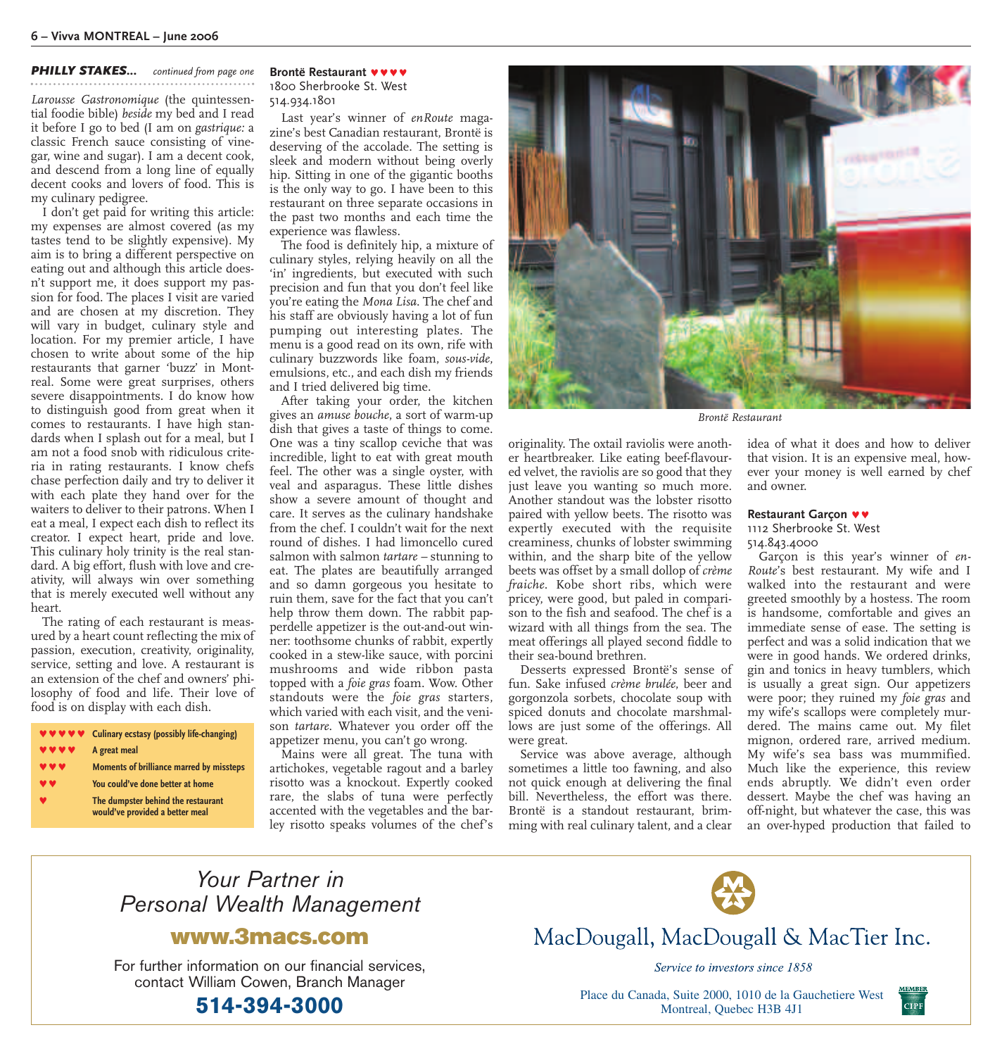**PHILLY STAKES...** *continued from page one*

*Larousse Gastronomique* (the quintessential foodie bible) *beside* my bed and I read it before I go to bed (I am on *gastrique:* a classic French sauce consisting of vinegar, wine and sugar). I am a decent cook, and descend from a long line of equally decent cooks and lovers of food. This is my culinary pedigree.

I don't get paid for writing this article: my expenses are almost covered (as my tastes tend to be slightly expensive). My aim is to bring a different perspective on eating out and although this article doesn't support me, it does support my passion for food. The places I visit are varied and are chosen at my discretion. They will vary in budget, culinary style and location. For my premier article, I have chosen to write about some of the hip restaurants that garner 'buzz' in Montreal. Some were great surprises, others severe disappointments. I do know how to distinguish good from great when it comes to restaurants. I have high standards when I splash out for a meal, but I am not a food snob with ridiculous criteria in rating restaurants. I know chefs chase perfection daily and try to deliver it with each plate they hand over for the waiters to deliver to their patrons. When I eat a meal, I expect each dish to reflect its creator. I expect heart, pride and love. This culinary holy trinity is the real standard. A big effort, flush with love and creativity, will always win over something that is merely executed well without any heart.

The rating of each restaurant is measured by a heart count reflecting the mix of passion, execution, creativity, originality, service, setting and love. A restaurant is an extension of the chef and owners' philosophy of food and life. Their love of food is on display with each dish.

| Rating | Meaning |
|---|---|
| ♥♥♥♥♥ | Culinary ecstasy (possibly life-changing) |
| ♥♥♥♥ | A great meal |
| ♥♥♥ | Moments of brilliance marred by missteps |
| ♥♥ | You could've done better at home |
| ♥ | The dumpster behind the restaurant would've provided a better meal |

**Brontë Restaurant ♥♥♥♥**
1800 Sherbrooke St. West
514.934.1801

Last year's winner of *enRoute* magazine's best Canadian restaurant, Brontë is deserving of the accolade. The setting is sleek and modern without being overly hip. Sitting in one of the gigantic booths is the only way to go. I have been to this restaurant on three separate occasions in the past two months and each time the experience was flawless.

The food is definitely hip, a mixture of culinary styles, relying heavily on all the 'in' ingredients, but executed with such precision and fun that you don't feel like you're eating the *Mona Lisa*. The chef and his staff are obviously having a lot of fun pumping out interesting plates. The menu is a good read on its own, rife with culinary buzzwords like foam, *sous-vide*, emulsions, etc., and each dish my friends and I tried delivered big time.

After taking your order, the kitchen gives an *amuse bouche*, a sort of warm-up dish that gives a taste of things to come. One was a tiny scallop ceviche that was incredible, light to eat with great mouth feel. The other was a single oyster, with veal and asparagus. These little dishes show a severe amount of thought and care. It serves as the culinary handshake from the chef. I couldn't wait for the next round of dishes. I had limoncello cured salmon with salmon *tartare* – stunning to eat. The plates are beautifully arranged and so damn gorgeous you hesitate to ruin them, save for the fact that you can't help throw them down. The rabbit pappardelle appetizer is the out-and-out winner: toothsome chunks of rabbit, expertly cooked in a stew-like sauce, with porcini mushrooms and wide ribbon pasta topped with a *foie gras* foam. Wow. Other standouts were the *foie gras* starters, which varied with each visit, and the venison *tartare*. Whatever you order off the appetizer menu, you can't go wrong.

Mains were all great. The tuna with artichokes, vegetable ragout and a barley risotto was a knockout. Expertly cooked rare, the slabs of tuna were perfectly accented with the vegetables and the barley risotto speaks volumes of the chef's originality. The oxtail raviolis were another heartbreaker. Like eating beef-flavoured velvet, the raviolis are so good that they just leave you wanting so much more. Another standout was the lobster risotto paired with yellow beets. The risotto was expertly executed with the requisite creaminess, chunks of lobster swimming within, and the sharp bite of the yellow beets was offset by a small dollop of *crème fraiche*. Kobe short ribs, which were pricey, were good, but paled in comparison to the fish and seafood. The chef is a wizard with all things from the sea. The meat offerings all played second fiddle to their sea-bound brethren.

Desserts expressed Brontë's sense of fun. Sake infused *crème brulée*, beer and gorgonzola sorbets, chocolate soup with spiced donuts and chocolate marshmallows are just some of the offerings. All were great.

Service was above average, although sometimes a little too fawning, and also not quick enough at delivering the final bill. Nevertheless, the effort was there. Brontë is a standout restaurant, brimming with real culinary talent, and a clear idea of what it does and how to deliver that vision. It is an expensive meal, however your money is well earned by chef and owner.

*Brontë Restaurant*

**Restaurant Garçon ♥♥**
1112 Sherbrooke St. West
514.843.4000

Garçon is this year's winner of *enRoute*'s best restaurant. My wife and I walked into the restaurant and were greeted smoothly by a hostess. The room is handsome, comfortable and gives an immediate sense of ease. The setting is perfect and was a solid indication that we were in good hands. We ordered drinks, gin and tonics in heavy tumblers, which is usually a great sign. Our appetizers were poor; they ruined my *foie gras* and my wife's scallops were completely murdered. The mains came out. My filet mignon, ordered rare, arrived medium. My wife's sea bass was mummified. Much like the experience, this review ends abruptly. We didn't even order dessert. Maybe the chef was having an off-night, but whatever the case, this was an over-hyped production that failed to

---

*Your Partner in Personal Wealth Management*

**www.3macs.com**

For further information on our financial services, contact William Cowen, Branch Manager

**514-394-3000**

MacDougall, MacDougall & MacTier Inc.

*Service to investors since 1858*

Place du Canada, Suite 2000, 1010 de la Gauchetiere West
Montreal, Quebec H3B 4J1

MEMBER CIPF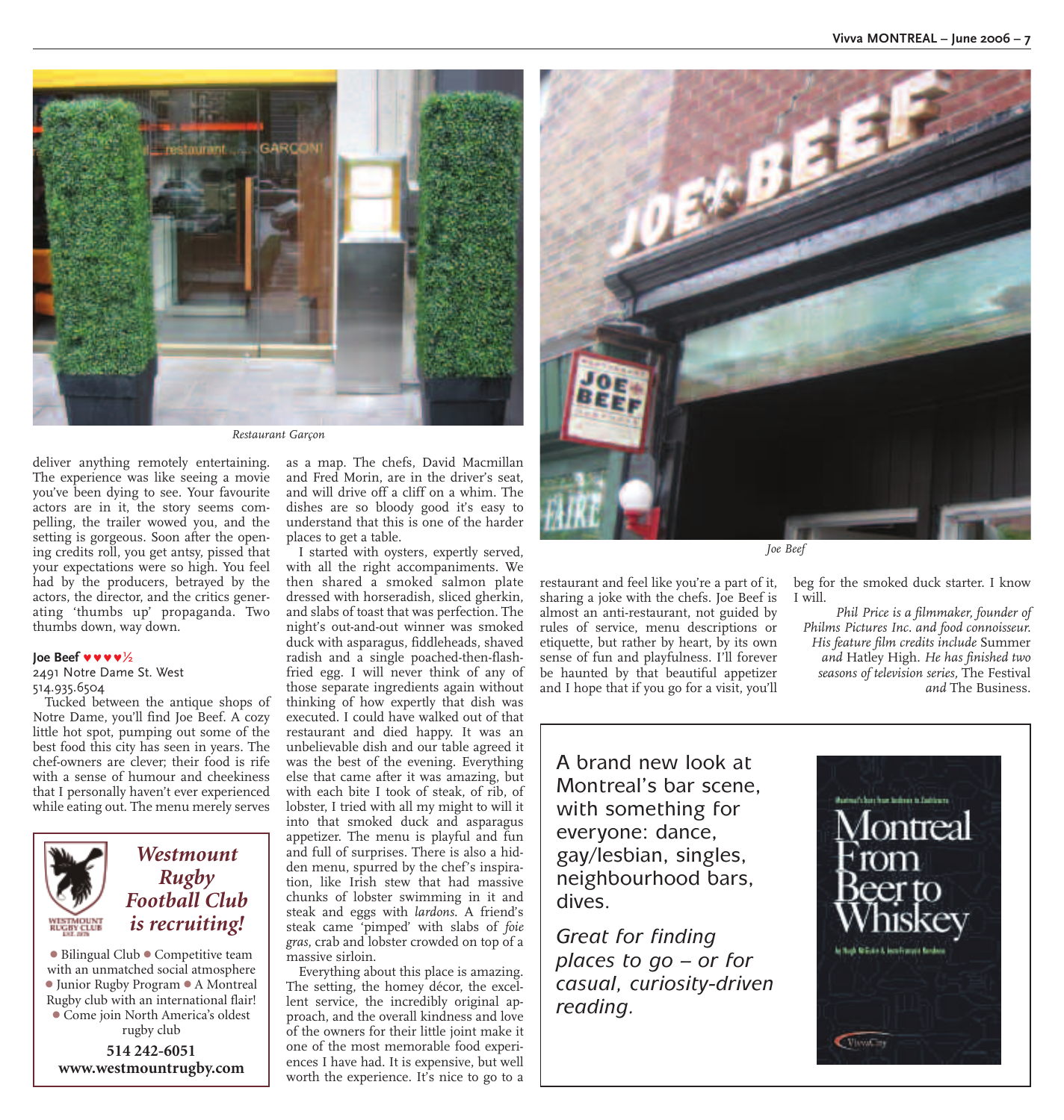Restaurant Garçon

deliver anything remotely entertaining. The experience was like seeing a movie you've been dying to see. Your favourite actors are in it, the story seems compelling, the trailer wowed you, and the setting is gorgeous. Soon after the opening credits roll, you get antsy, pissed that your expectations were so high. You feel had by the producers, betrayed by the actors, the director, and the critics generating 'thumbs up' propaganda. Two thumbs down, way down.

**Joe Beef** ♥♥♥♥½

2491 Notre Dame St. West
514.935.6504

Tucked between the antique shops of Notre Dame, you'll find Joe Beef. A cozy little hot spot, pumping out some of the best food this city has seen in years. The chef-owners are clever; their food is rife with a sense of humour and cheekiness that I personally haven't ever experienced while eating out. The menu merely serves as a map. The chefs, David Macmillan and Fred Morin, are in the driver's seat, and will drive off a cliff on a whim. The dishes are so bloody good it's easy to understand that this is one of the harder places to get a table.

I started with oysters, expertly served, with all the right accompaniments. We then shared a smoked salmon plate dressed with horseradish, sliced gherkin, and slabs of toast that was perfection. The night's out-and-out winner was smoked duck with asparagus, fiddleheads, shaved radish and a single poached-then-flash-fried egg. I will never think of any of those separate ingredients again without thinking of how expertly that dish was executed. I could have walked out of that restaurant and died happy. It was an unbelievable dish and our table agreed it was the best of the evening. Everything else that came after it was amazing, but with each bite I took of steak, of rib, of lobster, I tried with all my might to will it into that smoked duck and asparagus appetizer. The menu is playful and fun and full of surprises. There is also a hidden menu, spurred by the chef's inspiration, like Irish stew that had massive chunks of lobster swimming in it and steak and eggs with *lardons*. A friend's steak came 'pimped' with slabs of *foie gras*, crab and lobster crowded on top of a massive sirloin.

Everything about this place is amazing. The setting, the homey décor, the excellent service, the incredibly original approach, and the overall kindness and love of the owners for their little joint make it one of the most memorable food experiences I have had. It is expensive, but well worth the experience. It's nice to go to a restaurant and feel like you're a part of it, sharing a joke with the chefs. Joe Beef is almost an anti-restaurant, not guided by rules of service, menu descriptions or etiquette, but rather by heart, by its own sense of fun and playfulness. I'll forever be haunted by that beautiful appetizer and I hope that if you go for a visit, you'll beg for the smoked duck starter. I know I will.

Joe Beef

*Phil Price is a filmmaker, founder of Philms Pictures Inc. and food connoisseur. His feature film credits include* Summer *and* Hatley High. *He has finished two seasons of television series,* The Festival *and* The Business.

---

***Westmount Rugby Football Club is recruiting!***

● Bilingual Club ● Competitive team with an unmatched social atmosphere ● Junior Rugby Program ● A Montreal Rugby club with an international flair! ● Come join North America's oldest rugby club

**514 242-6051**
**www.westmountrugby.com**

---

A brand new look at Montreal's bar scene, with something for everyone: dance, gay/lesbian, singles, neighbourhood bars, dives.

*Great for finding places to go – or for casual, curiosity-driven reading.*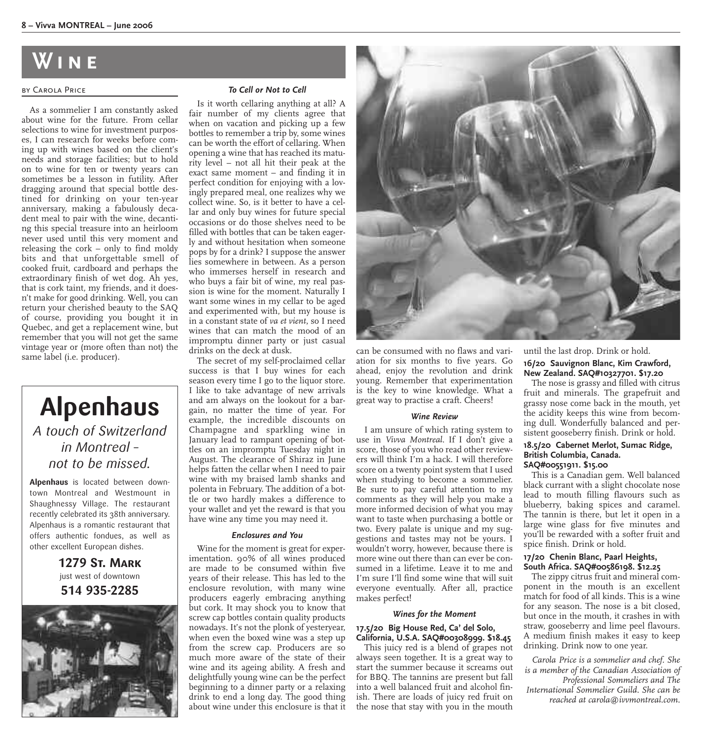# Wine

BY CAROLA PRICE

As a sommelier I am constantly asked about wine for the future. From cellar selections to wine for investment purposes, I can research for weeks before coming up with wines based on the client's needs and storage facilities; but to hold on to wine for ten or twenty years can sometimes be a lesson in futility. After dragging around that special bottle destined for drinking on your ten-year anniversary, making a fabulously decadent meal to pair with the wine, decanting this special treasure into an heirloom never used until this very moment and releasing the cork – only to find moldy bits and that unforgettable smell of cooked fruit, cardboard and perhaps the extraordinary finish of wet dog. Ah yes, that is cork taint, my friends, and it doesn't make for good drinking. Well, you can return your cherished beauty to the SAQ of course, providing you bought it in Quebec, and get a replacement wine, but remember that you will not get the same vintage year or (more often than not) the same label (i.e. producer).

### *To Cell or Not to Cell*

Is it worth cellaring anything at all? A fair number of my clients agree that when on vacation and picking up a few bottles to remember a trip by, some wines can be worth the effort of cellaring. When opening a wine that has reached its maturity level – not all hit their peak at the exact same moment – and finding it in perfect condition for enjoying with a lovingly prepared meal, one realizes why we collect wine. So, is it better to have a cellar and only buy wines for future special occasions or do those shelves need to be filled with bottles that can be taken eagerly and without hesitation when someone pops by for a drink? I suppose the answer lies somewhere in between. As a person who immerses herself in research and who buys a fair bit of wine, my real passion is wine for the moment. Naturally I want some wines in my cellar to be aged and experimented with, but my house is in a constant state of *va et vient*, so I need wines that can match the mood of an impromptu dinner party or just casual drinks on the deck at dusk.

The secret of my self-proclaimed cellar success is that I buy wines for each season every time I go to the liquor store. I like to take advantage of new arrivals and am always on the lookout for a bargain, no matter the time of year. For example, the incredible discounts on Champagne and sparkling wine in January lead to rampant opening of bottles on an impromptu Tuesday night in August. The clearance of Shiraz in June helps fatten the cellar when I need to pair wine with my braised lamb shanks and polenta in February. The addition of a bottle or two hardly makes a difference to your wallet and yet the reward is that you have wine any time you may need it.

### *Enclosures and You*

Wine for the moment is great for experimentation. 90% of all wines produced are made to be consumed within five years of their release. This has led to the enclosure revolution, with many wine producers eagerly embracing anything but cork. It may shock you to know that screw cap bottles contain quality products nowadays. It's not the plonk of yesteryear, when even the boxed wine was a step up from the screw cap. Producers are so much more aware of the state of their wine and its ageing ability. A fresh and delightfully young wine can be the perfect beginning to a dinner party or a relaxing drink to end a long day. The good thing about wine under this enclosure is that it can be consumed with no flaws and variation for six months to five years. Go ahead, enjoy the revolution and drink young. Remember that experimentation is the key to wine knowledge. What a great way to practise a craft. Cheers!

### *Wine Review*

I am unsure of which rating system to use in *Vivva Montreal*. If I don't give a score, those of you who read other reviewers will think I'm a hack. I will therefore score on a twenty point system that I used when studying to become a sommelier. Be sure to pay careful attention to my comments as they will help you make a more informed decision of what you may want to taste when purchasing a bottle or two. Every palate is unique and my suggestions and tastes may not be yours. I wouldn't worry, however, because there is more wine out there than can ever be consumed in a lifetime. Leave it to me and I'm sure I'll find some wine that will suit everyone eventually. After all, practice makes perfect!

### *Wines for the Moment*

**17.5/20 Big House Red, Ca' del Solo, California, U.S.A. SAQ#00308999. $18.45**

This juicy red is a blend of grapes not always seen together. It is a great way to start the summer because it screams out for BBQ. The tannins are present but fall into a well balanced fruit and alcohol finish. There are loads of juicy red fruit on the nose that stay with you in the mouth until the last drop. Drink or hold.

**16/20 Sauvignon Blanc, Kim Crawford, New Zealand. SAQ#10327701. $17.20**

The nose is grassy and filled with citrus fruit and minerals. The grapefruit and grassy nose come back in the mouth, yet the acidity keeps this wine from becoming dull. Wonderfully balanced and persistent gooseberry finish. Drink or hold.

**18.5/20 Cabernet Merlot, Sumac Ridge, British Columbia, Canada. SAQ#00551911. $15.00**

This is a Canadian gem. Well balanced black currant with a slight chocolate nose lead to mouth filling flavours such as blueberry, baking spices and caramel. The tannin is there, but let it open in a large wine glass for five minutes and you'll be rewarded with a softer fruit and spice finish. Drink or hold.

**17/20 Chenin Blanc, Paarl Heights, South Africa. SAQ#00586198. $12.25**

The zippy citrus fruit and mineral component in the mouth is an excellent match for food of all kinds. This is a wine for any season. The nose is a bit closed, but once in the mouth, it crashes in with straw, gooseberry and lime peel flavours. A medium finish makes it easy to keep drinking. Drink now to one year.

*Carola Price is a sommelier and chef. She is a member of the Canadian Association of Professional Sommeliers and The International Sommelier Guild. She can be reached at carola@ivvmontreal.com.*

---

## Alpenhaus

*A touch of Switzerland in Montreal – not to be missed.*

**Alpenhaus** is located between downtown Montreal and Westmount in Shaughnessy Village. The restaurant recently celebrated its 38th anniversary. Alpenhaus is a romantic restaurant that offers authentic fondues, as well as other excellent European dishes.

**1279 St. Mark**
just west of downtown
**514 935-2285**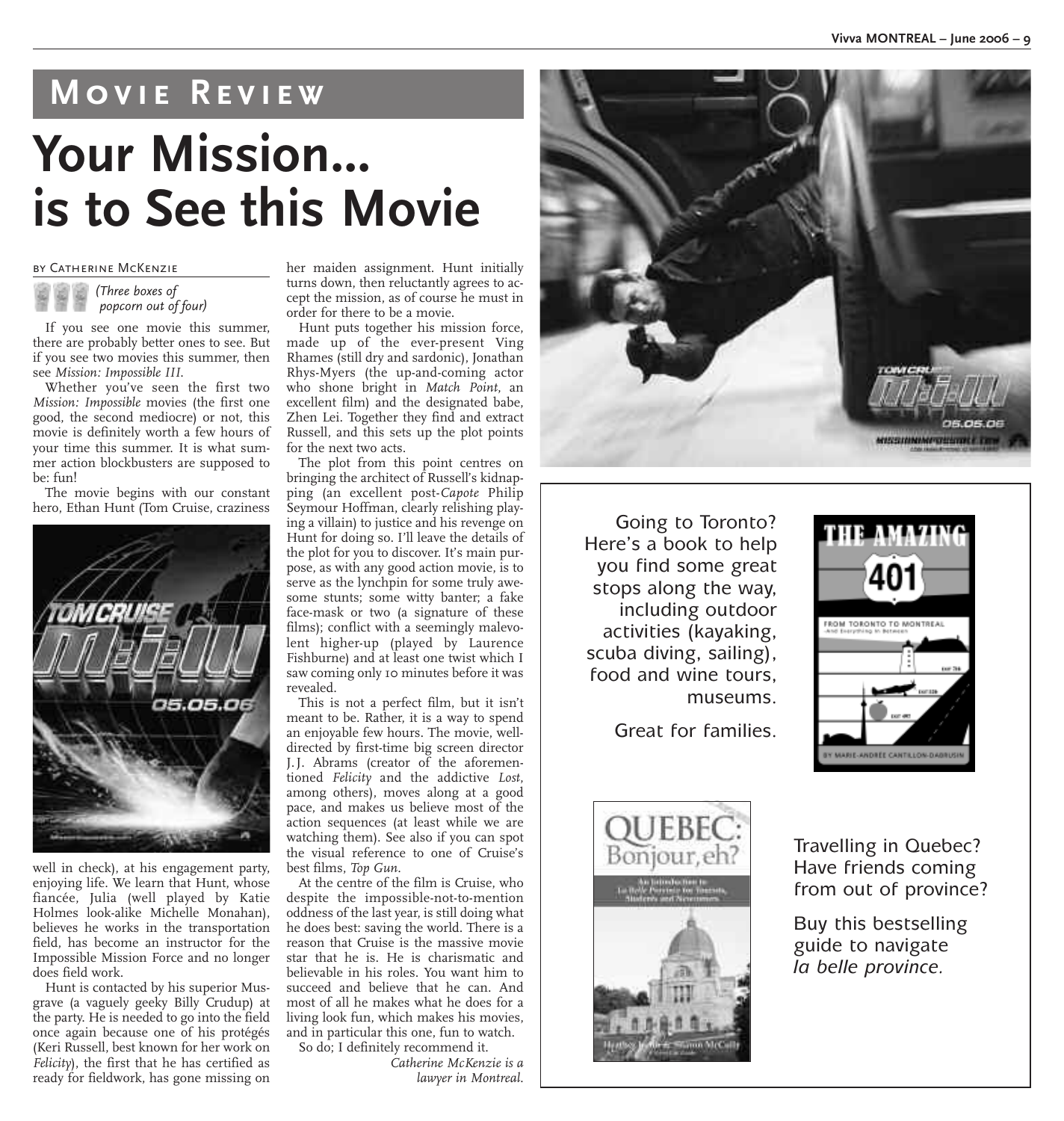## Movie Review

# Your Mission… is to See this Movie

by Catherine McKenzie

*(Three boxes of popcorn out of four)*

If you see one movie this summer, there are probably better ones to see. But if you see two movies this summer, then see *Mission: Impossible III*.

Whether you've seen the first two *Mission: Impossible* movies (the first one good, the second mediocre) or not, this movie is definitely worth a few hours of your time this summer. It is what summer action blockbusters are supposed to be: fun!

The movie begins with our constant hero, Ethan Hunt (Tom Cruise, craziness well in check), at his engagement party, enjoying life. We learn that Hunt, whose fiancée, Julia (well played by Katie Holmes look-alike Michelle Monahan), believes he works in the transportation field, has become an instructor for the Impossible Mission Force and no longer does field work.

Hunt is contacted by his superior Musgrave (a vaguely geeky Billy Crudup) at the party. He is needed to go into the field once again because one of his protégés (Keri Russell, best known for her work on *Felicity*), the first that he has certified as ready for fieldwork, has gone missing on her maiden assignment. Hunt initially turns down, then reluctantly agrees to accept the mission, as of course he must in order for there to be a movie.

Hunt puts together his mission force, made up of the ever-present Ving Rhames (still dry and sardonic), Jonathan Rhys-Myers (the up-and-coming actor who shone bright in *Match Point*, an excellent film) and the designated babe, Zhen Lei. Together they find and extract Russell, and this sets up the plot points for the next two acts.

The plot from this point centres on bringing the architect of Russell's kidnapping (an excellent post-*Capote* Philip Seymour Hoffman, clearly relishing playing a villain) to justice and his revenge on Hunt for doing so. I'll leave the details of the plot for you to discover. It's main purpose, as with any good action movie, is to serve as the lynchpin for some truly awesome stunts; some witty banter; a fake face-mask or two (a signature of these films); conflict with a seemingly malevolent higher-up (played by Laurence Fishburne) and at least one twist which I saw coming only 10 minutes before it was revealed.

This is not a perfect film, but it isn't meant to be. Rather, it is a way to spend an enjoyable few hours. The movie, well-directed by first-time big screen director J.J. Abrams (creator of the aforementioned *Felicity* and the addictive *Lost*, among others), moves along at a good pace, and makes us believe most of the action sequences (at least while we are watching them). See also if you can spot the visual reference to one of Cruise's best films, *Top Gun*.

At the centre of the film is Cruise, who despite the impossible-not-to-mention oddness of the last year, is still doing what he does best: saving the world. There is a reason that Cruise is the massive movie star that he is. He is charismatic and believable in his roles. You want him to succeed and believe that he can. And most of all he makes what he does for a living look fun, which makes his movies, and in particular this one, fun to watch.

So do; I definitely recommend it.

*Catherine McKenzie is a lawyer in Montreal.*

---

Going to Toronto? Here's a book to help you find some great stops along the way, including outdoor activities (kayaking, scuba diving, sailing), food and wine tours, museums.

Great for families.

Travelling in Quebec? Have friends coming from out of province?

Buy this bestselling guide to navigate *la belle province*.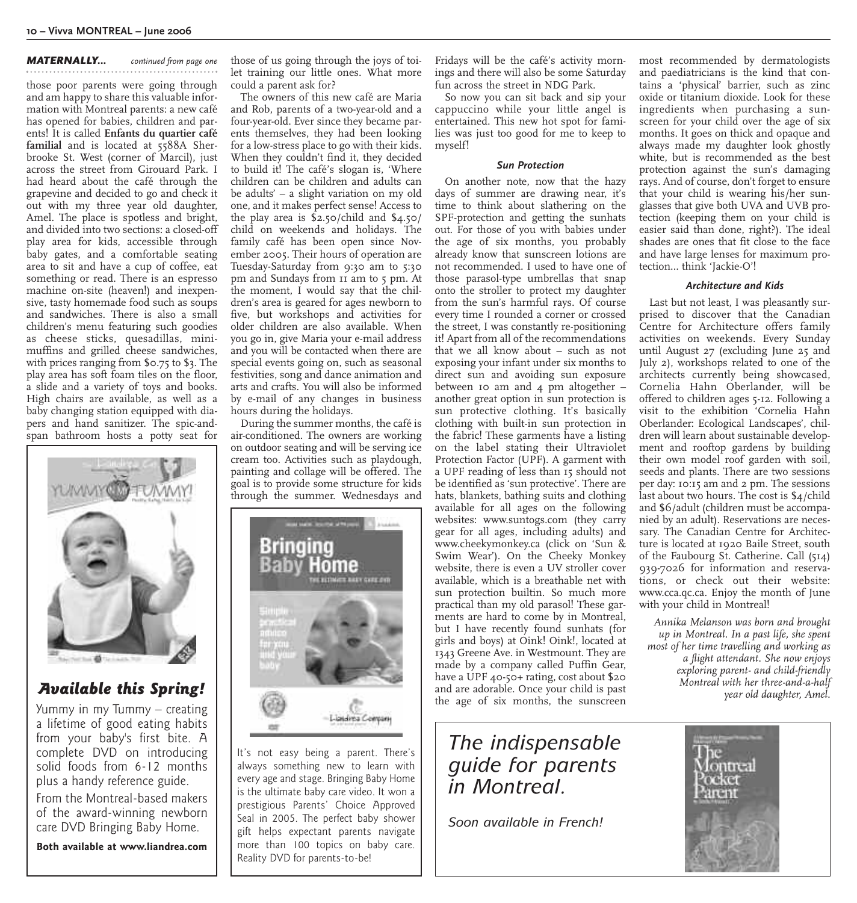**MATERNALLY...** *continued from page one*

those poor parents were going through and am happy to share this valuable information with Montreal parents: a new café has opened for babies, children and parents! It is called **Enfants du quartier café familial** and is located at 5588A Sherbrooke St. West (corner of Marcil), just across the street from Girouard Park. I had heard about the café through the grapevine and decided to go and check it out with my three year old daughter, Amel. The place is spotless and bright, and divided into two sections: a closed-off play area for kids, accessible through baby gates, and a comfortable seating area to sit and have a cup of coffee, eat something or read. There is an espresso machine on-site (heaven!) and inexpensive, tasty homemade food such as soups and sandwiches. There is also a small children's menu featuring such goodies as cheese sticks, quesadillas, mini-muffins and grilled cheese sandwiches, with prices ranging from $0.75 to $3. The play area has soft foam tiles on the floor, a slide and a variety of toys and books. High chairs are available, as well as a baby changing station equipped with diapers and hand sanitizer. The spic-and-span bathroom hosts a potty seat for those of us going through the joys of toilet training our little ones. What more could a parent ask for?

The owners of this new café are Maria and Rob, parents of a two-year-old and a four-year-old. Ever since they became parents themselves, they had been looking for a low-stress place to go with their kids. When they couldn't find it, they decided to build it! The café's slogan is, 'Where children can be children and adults can be adults' – a slight variation on my old one, and it makes perfect sense! Access to the play area is $2.50/child and $4.50/child on weekends and holidays. The family café has been open since November 2005. Their hours of operation are Tuesday-Saturday from 9:30 am to 5:30 pm and Sundays from 11 am to 5 pm. At the moment, I would say that the children's area is geared for ages newborn to five, but workshops and activities for older children are also available. When you go in, give Maria your e-mail address and you will be contacted when there are special events going on, such as seasonal festivities, song and dance animation and arts and crafts. You will also be informed by e-mail of any changes in business hours during the holidays.

During the summer months, the café is air-conditioned. The owners are working on outdoor seating and will be serving ice cream too. Activities such as playdough, painting and collage will be offered. The goal is to provide some structure for kids through the summer. Wednesdays and Fridays will be the café's activity mornings and there will also be some Saturday fun across the street in NDG Park.

So now you can sit back and sip your cappuccino while your little angel is entertained. This new hot spot for families was just too good for me to keep to myself!

### *Sun Protection*

On another note, now that the hazy days of summer are drawing near, it's time to think about slathering on the SPF-protection and getting the sunhats out. For those of you with babies under the age of six months, you probably already know that sunscreen lotions are not recommended. I used to have one of those parasol-type umbrellas that snap onto the stroller to protect my daughter from the sun's harmful rays. Of course every time I rounded a corner or crossed the street, I was constantly re-positioning it! Apart from all of the recommendations that we all know about – such as not exposing your infant under six months to direct sun and avoiding sun exposure between 10 am and 4 pm altogether – another great option in sun protection is sun protective clothing. It's basically clothing with built-in sun protection in the fabric! These garments have a listing on the label stating their Ultraviolet Protection Factor (UPF). A garment with a UPF reading of less than 15 should not be identified as 'sun protective'. There are hats, blankets, bathing suits and clothing available for all ages on the following websites: www.suntogs.com (they carry gear for all ages, including adults) and www.cheekymonkey.ca (click on 'Sun & Swim Wear'). On the Cheeky Monkey website, there is even a UV stroller cover available, which is a breathable net with sun protection builtin. So much more practical than my old parasol! These garments are hard to come by in Montreal, but I have recently found sunhats (for girls and boys) at Oink! Oink!, located at 1343 Greene Ave. in Westmount. They are made by a company called Puffin Gear, have a UPF 40-50+ rating, cost about $20 and are adorable. Once your child is past the age of six months, the sunscreen most recommended by dermatologists and paediatricians is the kind that contains a 'physical' barrier, such as zinc oxide or titanium dioxide. Look for these ingredients when purchasing a sunscreen for your child over the age of six months. It goes on thick and opaque and always made my daughter look ghostly white, but is recommended as the best protection against the sun's damaging rays. And of course, don't forget to ensure that your child is wearing his/her sunglasses that give both UVA and UVB protection (keeping them on your child is easier said than done, right?). The ideal shades are ones that fit close to the face and have large lenses for maximum protection... think 'Jackie-O'!

### *Architecture and Kids*

Last but not least, I was pleasantly surprised to discover that the Canadian Centre for Architecture offers family activities on weekends. Every Sunday until August 27 (excluding June 25 and July 2), workshops related to one of the architects currently being showcased, Cornelia Hahn Oberlander, will be offered to children ages 5-12. Following a visit to the exhibition 'Cornelia Hahn Oberlander: Ecological Landscapes', children will learn about sustainable development and rooftop gardens by building their own model roof garden with soil, seeds and plants. There are two sessions per day: 10:15 am and 2 pm. The sessions last about two hours. The cost is $4/child and $6/adult (children must be accompanied by an adult). Reservations are necessary. The Canadian Centre for Architecture is located at 1920 Baile Street, south of the Faubourg St. Catherine. Call (514) 939-7026 for information and reservations, or check out their website: www.cca.qc.ca. Enjoy the month of June with your child in Montreal!

*Annika Melanson was born and brought up in Montreal. In a past life, she spent most of her time travelling and working as a flight attendant. She now enjoys exploring parent- and child-friendly Montreal with her three-and-a-half year old daughter, Amel.*

---

## *Available this Spring!*

Yummy in my Tummy – creating a lifetime of good eating habits from your baby's first bite. A complete DVD on introducing solid foods from 6-12 months plus a handy reference guide.

From the Montreal-based makers of the award-winning newborn care DVD Bringing Baby Home.

**Both available at www.liandrea.com**

---

It's not easy being a parent. There's always something new to learn with every age and stage. Bringing Baby Home is the ultimate baby care video. It won a prestigious Parents' Choice Approved Seal in 2005. The perfect baby shower gift helps expectant parents navigate more than 100 topics on baby care. Reality DVD for parents-to-be!

---

*The indispensable guide for parents in Montreal.*

*Soon available in French!*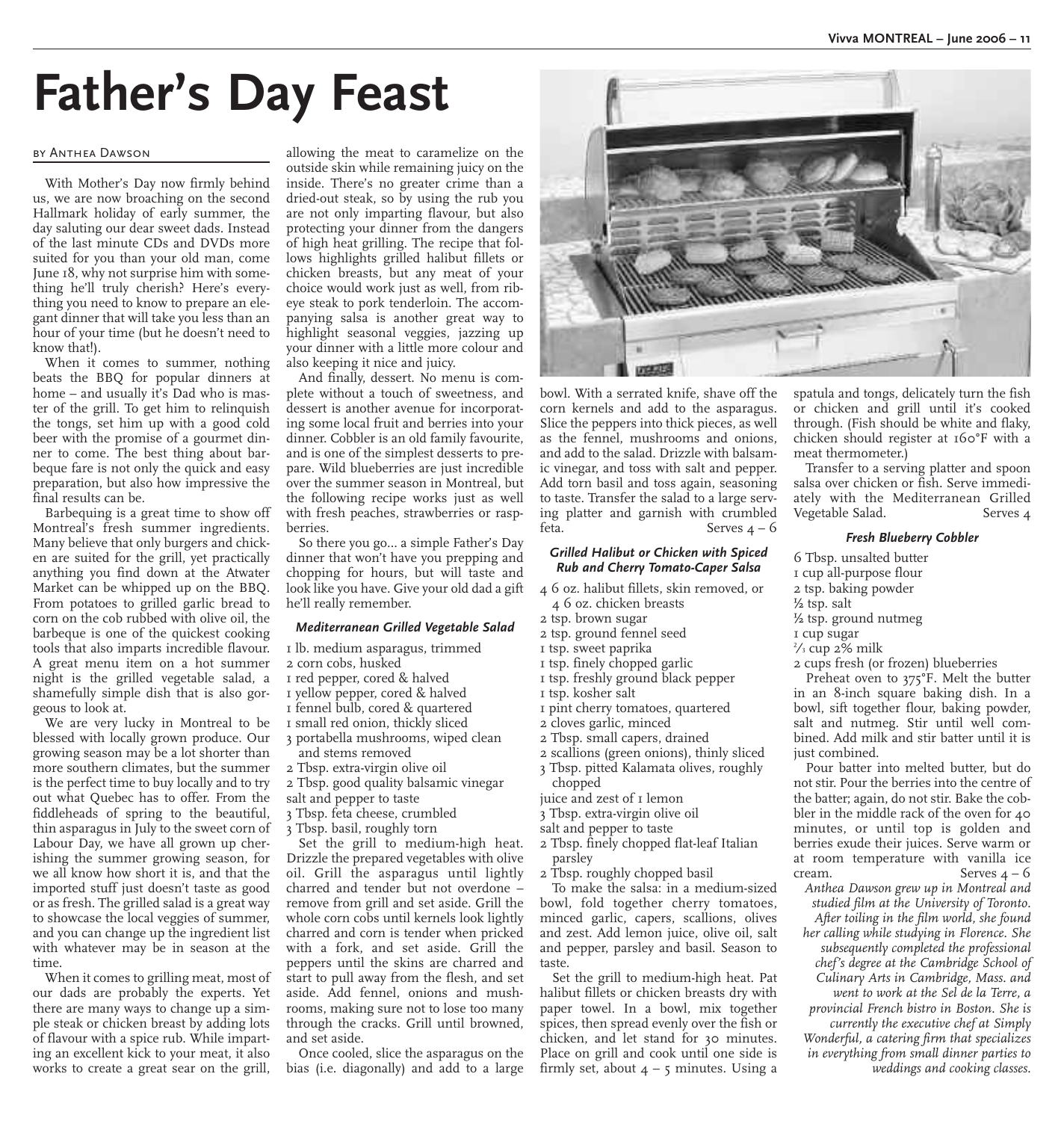# Father's Day Feast

BY ANTHEA DAWSON

With Mother's Day now firmly behind us, we are now broaching on the second Hallmark holiday of early summer, the day saluting our dear sweet dads. Instead of the last minute CDs and DVDs more suited for you than your old man, come June 18, why not surprise him with something he'll truly cherish? Here's everything you need to know to prepare an elegant dinner that will take you less than an hour of your time (but he doesn't need to know that!).

When it comes to summer, nothing beats the BBQ for popular dinners at home – and usually it's Dad who is master of the grill. To get him to relinquish the tongs, set him up with a good cold beer with the promise of a gourmet dinner to come. The best thing about barbeque fare is not only the quick and easy preparation, but also how impressive the final results can be.

Barbequing is a great time to show off Montreal's fresh summer ingredients. Many believe that only burgers and chicken are suited for the grill, yet practically anything you find down at the Atwater Market can be whipped up on the BBQ. From potatoes to grilled garlic bread to corn on the cob rubbed with olive oil, the barbeque is one of the quickest cooking tools that also imparts incredible flavour. A great menu item on a hot summer night is the grilled vegetable salad, a shamefully simple dish that is also gorgeous to look at.

We are very lucky in Montreal to be blessed with locally grown produce. Our growing season may be a lot shorter than more southern climates, but the summer is the perfect time to buy locally and to try out what Quebec has to offer. From the fiddleheads of spring to the beautiful, thin asparagus in July to the sweet corn of Labour Day, we have all grown up cherishing the summer growing season, for we all know how short it is, and that the imported stuff just doesn't taste as good or as fresh. The grilled salad is a great way to showcase the local veggies of summer, and you can change up the ingredient list with whatever may be in season at the time.

When it comes to grilling meat, most of our dads are probably the experts. Yet there are many ways to change up a simple steak or chicken breast by adding lots of flavour with a spice rub. While imparting an excellent kick to your meat, it also works to create a great sear on the grill, allowing the meat to caramelize on the outside skin while remaining juicy on the inside. There's no greater crime than a dried-out steak, so by using the rub you are not only imparting flavour, but also protecting your dinner from the dangers of high heat grilling. The recipe that follows highlights grilled halibut fillets or chicken breasts, but any meat of your choice would work just as well, from rib-eye steak to pork tenderloin. The accompanying salsa is another great way to highlight seasonal veggies, jazzing up your dinner with a little more colour and also keeping it nice and juicy.

And finally, dessert. No menu is complete without a touch of sweetness, and dessert is another avenue for incorporating some local fruit and berries into your dinner. Cobbler is an old family favourite, and is one of the simplest desserts to prepare. Wild blueberries are just incredible over the summer season in Montreal, but the following recipe works just as well with fresh peaches, strawberries or raspberries.

So there you go... a simple Father's Day dinner that won't have you prepping and chopping for hours, but will taste and look like you have. Give your old dad a gift he'll really remember.

### *Mediterranean Grilled Vegetable Salad*

1 lb. medium asparagus, trimmed
2 corn cobs, husked
1 red pepper, cored & halved
1 yellow pepper, cored & halved
1 fennel bulb, cored & quartered
1 small red onion, thickly sliced
3 portabella mushrooms, wiped clean and stems removed
2 Tbsp. extra-virgin olive oil
2 Tbsp. good quality balsamic vinegar
salt and pepper to taste
3 Tbsp. feta cheese, crumbled
3 Tbsp. basil, roughly torn

Set the grill to medium-high heat. Drizzle the prepared vegetables with olive oil. Grill the asparagus until lightly charred and tender but not overdone – remove from grill and set aside. Grill the whole corn cobs until kernels look lightly charred and corn is tender when pricked with a fork, and set aside. Grill the peppers until the skins are charred and start to pull away from the flesh, and set aside. Add fennel, onions and mushrooms, making sure not to lose too many through the cracks. Grill until browned, and set aside.

Once cooled, slice the asparagus on the bias (i.e. diagonally) and add to a large bowl. With a serrated knife, shave off the corn kernels and add to the asparagus. Slice the peppers into thick pieces, as well as the fennel, mushrooms and onions, and add to the salad. Drizzle with balsamic vinegar, and toss with salt and pepper. Add torn basil and toss again, seasoning to taste. Transfer the salad to a large serving platter and garnish with crumbled feta. Serves 4 – 6

### *Grilled Halibut or Chicken with Spiced Rub and Cherry Tomato-Caper Salsa*

4 6 oz. halibut fillets, skin removed, or 4 6 oz. chicken breasts
2 tsp. brown sugar
2 tsp. ground fennel seed
1 tsp. sweet paprika
1 tsp. finely chopped garlic
1 tsp. freshly ground black pepper
1 tsp. kosher salt
1 pint cherry tomatoes, quartered
2 cloves garlic, minced
2 Tbsp. small capers, drained
2 scallions (green onions), thinly sliced
3 Tbsp. pitted Kalamata olives, roughly chopped
juice and zest of 1 lemon
3 Tbsp. extra-virgin olive oil
salt and pepper to taste
2 Tbsp. finely chopped flat-leaf Italian parsley
2 Tbsp. roughly chopped basil

To make the salsa: in a medium-sized bowl, fold together cherry tomatoes, minced garlic, capers, scallions, olives and zest. Add lemon juice, olive oil, salt and pepper, parsley and basil. Season to taste.

Set the grill to medium-high heat. Pat halibut fillets or chicken breasts dry with paper towel. In a bowl, mix together spices, then spread evenly over the fish or chicken, and let stand for 30 minutes. Place on grill and cook until one side is firmly set, about 4 – 5 minutes. Using a spatula and tongs, delicately turn the fish or chicken and grill until it's cooked through. (Fish should be white and flaky, chicken should register at 160°F with a meat thermometer.)

Transfer to a serving platter and spoon salsa over chicken or fish. Serve immediately with the Mediterranean Grilled Vegetable Salad. Serves 4

### *Fresh Blueberry Cobbler*

6 Tbsp. unsalted butter
1 cup all-purpose flour
2 tsp. baking powder
½ tsp. salt
½ tsp. ground nutmeg
1 cup sugar
⅔ cup 2% milk
2 cups fresh (or frozen) blueberries

Preheat oven to 375°F. Melt the butter in an 8-inch square baking dish. In a bowl, sift together flour, baking powder, salt and nutmeg. Stir until well combined. Add milk and stir batter until it is just combined.

Pour batter into melted butter, but do not stir. Pour the berries into the centre of the batter; again, do not stir. Bake the cobbler in the middle rack of the oven for 40 minutes, or until top is golden and berries exude their juices. Serve warm or at room temperature with vanilla ice cream. Serves 4 – 6

*Anthea Dawson grew up in Montreal and studied film at the University of Toronto. After toiling in the film world, she found her calling while studying in Florence. She subsequently completed the professional chef's degree at the Cambridge School of Culinary Arts in Cambridge, Mass. and went to work at the Sel de la Terre, a provincial French bistro in Boston. She is currently the executive chef at Simply Wonderful, a catering firm that specializes in everything from small dinner parties to weddings and cooking classes.*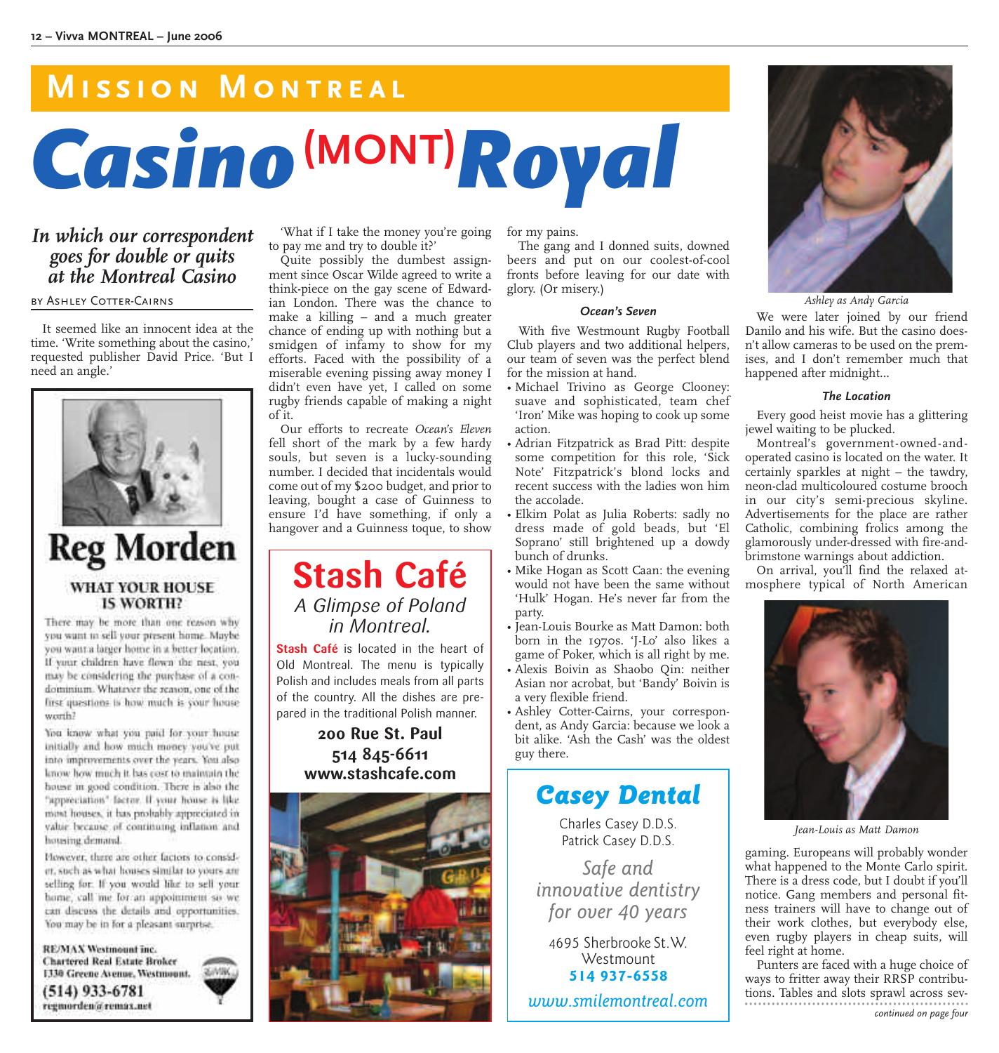# Mission Montreal

# Casino (MONT) Royal

*In which our correspondent goes for double or quits at the Montreal Casino*

BY ASHLEY COTTER-CAIRNS

It seemed like an innocent idea at the time. 'Write something about the casino,' requested publisher David Price. 'But I need an angle.'

'What if I take the money you're going to pay me and try to double it?'

Quite possibly the dumbest assignment since Oscar Wilde agreed to write a think-piece on the gay scene of Edwardian London. There was the chance to make a killing – and a much greater chance of ending up with nothing but a smidgen of infamy to show for my efforts. Faced with the possibility of a miserable evening pissing away money I didn't even have yet, I called on some rugby friends capable of making a night of it.

Our efforts to recreate *Ocean's Eleven* fell short of the mark by a few hardy souls, but seven is a lucky-sounding number. I decided that incidentals would come out of my $200 budget, and prior to leaving, bought a case of Guinness to ensure I'd have something, if only a hangover and a Guinness toque, to show for my pains.

The gang and I donned suits, downed beers and put on our coolest-of-cool fronts before leaving for our date with glory. (Or misery.)

### Ocean's Seven

With five Westmount Rugby Football Club players and two additional helpers, our team of seven was the perfect blend for the mission at hand.

- Michael Trivino as George Clooney: suave and sophisticated, team chef 'Iron' Mike was hoping to cook up some action.
- Adrian Fitzpatrick as Brad Pitt: despite some competition for this role, 'Sick Note' Fitzpatrick's blond locks and recent success with the ladies won him the accolade.
- Elkim Polat as Julia Roberts: sadly no dress made of gold beads, but 'El Soprano' still brightened up a dowdy bunch of drunks.
- Mike Hogan as Scott Caan: the evening would not have been the same without 'Hulk' Hogan. He's never far from the party.
- Jean-Louis Bourke as Matt Damon: both born in the 1970s. 'J-Lo' also likes a game of Poker, which is all right by me.
- Alexis Boivin as Shaobo Qin: neither Asian nor acrobat, but 'Bandy' Boivin is a very flexible friend.
- Ashley Cotter-Cairns, your correspondent, as Andy Garcia: because we look a bit alike. 'Ash the Cash' was the oldest guy there.

*Ashley as Andy Garcia*

We were later joined by our friend Danilo and his wife. But the casino doesn't allow cameras to be used on the premises, and I don't remember much that happened after midnight...

### The Location

Every good heist movie has a glittering jewel waiting to be plucked.

Montreal's government-owned-and-operated casino is located on the water. It certainly sparkles at night – the tawdry, neon-clad multicoloured costume brooch in our city's semi-precious skyline. Advertisements for the place are rather Catholic, combining frolics among the glamorously under-dressed with fire-and-brimstone warnings about addiction.

On arrival, you'll find the relaxed atmosphere typical of North American gaming. Europeans will probably wonder what happened to the Monte Carlo spirit. There is a dress code, but I doubt if you'll notice. Gang members and personal fitness trainers will have to change out of their work clothes, but everybody else, even rugby players in cheap suits, will feel right at home.

*Jean-Louis as Matt Damon*

Punters are faced with a huge choice of ways to fritter away their RRSP contributions. Tables and slots sprawl across sev-

*continued on page four*

---

## Reg Morden

**WHAT YOUR HOUSE IS WORTH?**

There may be more than one reason why you want to sell your present home. Maybe you want a larger home in a better location. If your children have flown the nest, you may be considering the purchase of a condominium. Whatever the reason, one of the first questions is how much is your house worth?

You know what you paid for your house initially and how much money you've put into improvements over the years. You also know how much it has cost to maintain the house in good condition. There is also the "appreciation" factor. If your house is like most houses, it has probably appreciated in value because of continuing inflation and housing demand.

However, there are other factors to consider, such as what houses similar to yours are selling for. If you would like to sell your home, call me for an appointment so we can discuss the details and opportunities. You may be in for a pleasant surprise.

**RE/MAX Westmount inc.**
**Chartered Real Estate Broker**
**1330 Greene Avenue, Westmount.**
**(514) 933-6781**
**regmorden@remax.net**

---

## Stash Café

*A Glimpse of Poland in Montreal.*

**Stash Café** is located in the heart of Old Montreal. The menu is typically Polish and includes meals from all parts of the country. All the dishes are prepared in the traditional Polish manner.

**200 Rue St. Paul**
**514 845-6611**
**www.stashcafe.com**

---

## Casey Dental

Charles Casey D.D.S.
Patrick Casey D.D.S.

*Safe and innovative dentistry for over 40 years*

4695 Sherbrooke St. W.
Westmount
**514 937-6558**

*www.smilemontreal.com*